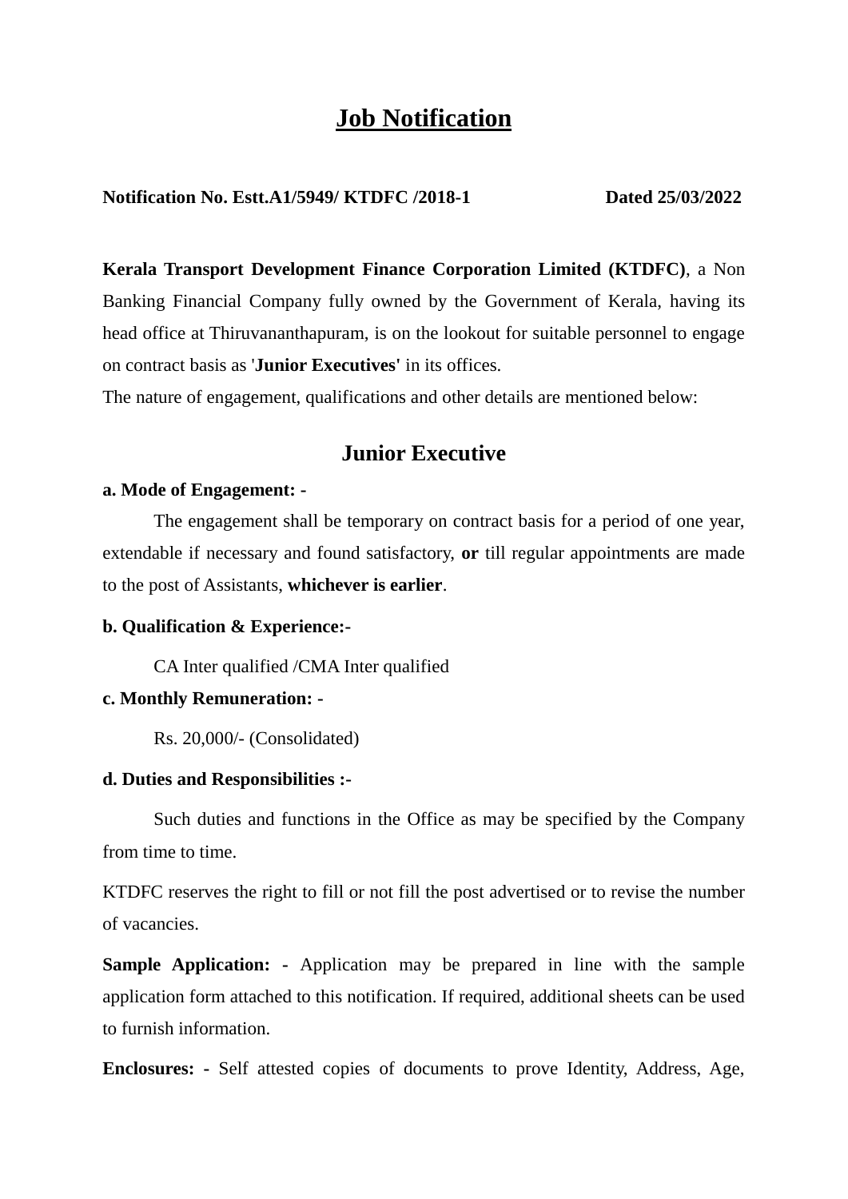# Job Notification

**Notification No. Estt.A1/5949/ KTDFC /2018-1** **Dated 25/03/2022**

**Kerala Transport Development Finance Corporation Limited (KTDFC)**, a Non Banking Financial Company fully owned by the Government of Kerala, having its head office at Thiruvananthapuram, is on the lookout for suitable personnel to engage on contract basis as '**Junior Executives**' in its offices.

The nature of engagement, qualifications and other details are mentioned below:

## Junior Executive

**a. Mode of Engagement: -**

The engagement shall be temporary on contract basis for a period of one year, extendable if necessary and found satisfactory, **or** till regular appointments are made to the post of Assistants, **whichever is earlier**.

**b. Qualification & Experience:-**

CA Inter qualified /CMA Inter qualified

**c. Monthly Remuneration: -**

Rs. 20,000/- (Consolidated)

**d. Duties and Responsibilities :-**

Such duties and functions in the Office as may be specified by the Company from time to time.

KTDFC reserves the right to fill or not fill the post advertised or to revise the number of vacancies.

**Sample Application: -** Application may be prepared in line with the sample application form attached to this notification. If required, additional sheets can be used to furnish information.

**Enclosures: -** Self attested copies of documents to prove Identity, Address, Age,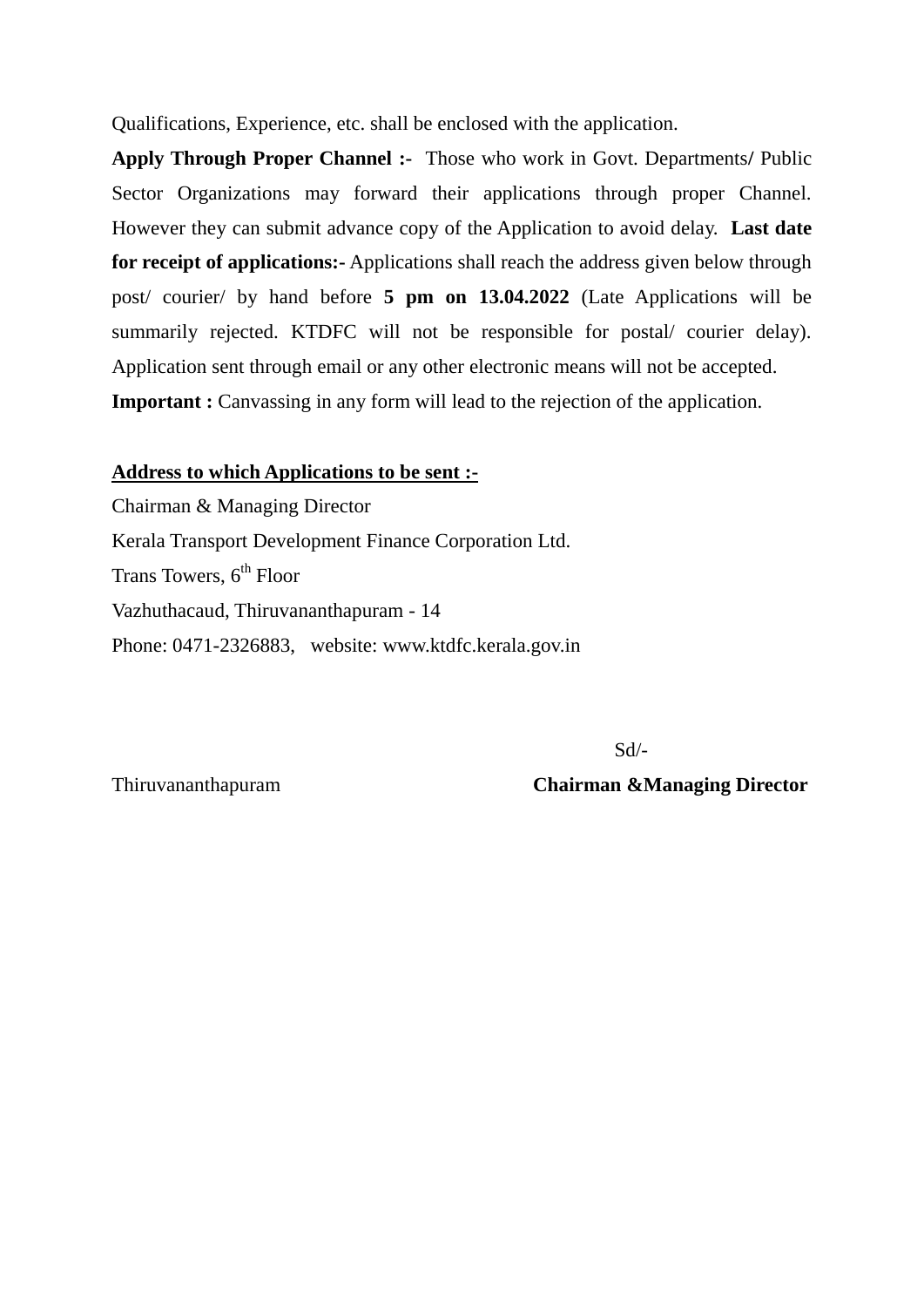Qualifications, Experience, etc. shall be enclosed with the application.

**Apply Through Proper Channel :-** Those who work in Govt. Departments/ Public Sector Organizations may forward their applications through proper Channel. However they can submit advance copy of the Application to avoid delay. **Last date for receipt of applications:-** Applications shall reach the address given below through post/ courier/ by hand before **5 pm on 13.04.2022** (Late Applications will be summarily rejected. KTDFC will not be responsible for postal/ courier delay). Application sent through email or any other electronic means will not be accepted.

**Important :** Canvassing in any form will lead to the rejection of the application.

**Address to which Applications to be sent :-**

Chairman & Managing Director
Kerala Transport Development Finance Corporation Ltd.
Trans Towers, 6th Floor
Vazhuthacaud, Thiruvananthapuram - 14
Phone: 0471-2326883, website: www.ktdfc.kerala.gov.in

Sd/-

Thiruvananthapuram **Chairman &Managing Director**